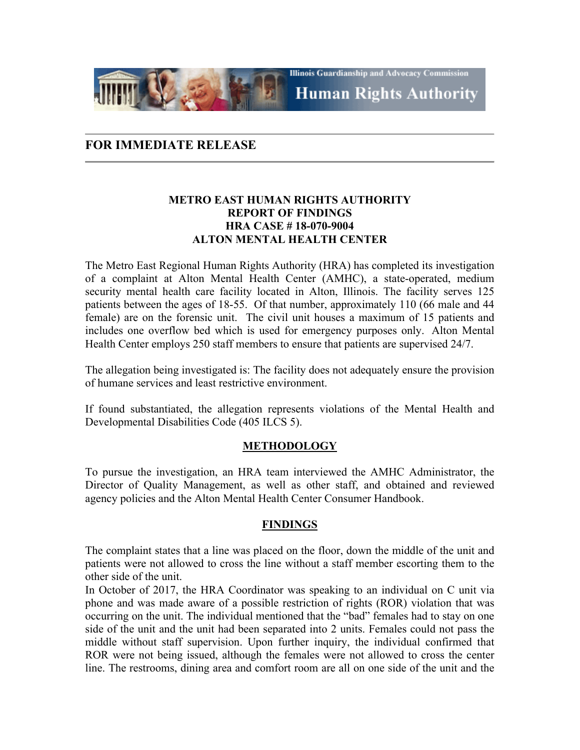Illinois Guardianship and Advocacy Commission

Human Rights Authority

## FOR IMMEDIATE RELEASE

**METRO EAST HUMAN RIGHTS AUTHORITY**
**REPORT OF FINDINGS**
**HRA CASE # 18-070-9004**
**ALTON MENTAL HEALTH CENTER**

The Metro East Regional Human Rights Authority (HRA) has completed its investigation of a complaint at Alton Mental Health Center (AMHC), a state-operated, medium security mental health care facility located in Alton, Illinois. The facility serves 125 patients between the ages of 18-55. Of that number, approximately 110 (66 male and 44 female) are on the forensic unit. The civil unit houses a maximum of 15 patients and includes one overflow bed which is used for emergency purposes only. Alton Mental Health Center employs 250 staff members to ensure that patients are supervised 24/7.

The allegation being investigated is: The facility does not adequately ensure the provision of humane services and least restrictive environment.

If found substantiated, the allegation represents violations of the Mental Health and Developmental Disabilities Code (405 ILCS 5).

### METHODOLOGY

To pursue the investigation, an HRA team interviewed the AMHC Administrator, the Director of Quality Management, as well as other staff, and obtained and reviewed agency policies and the Alton Mental Health Center Consumer Handbook.

### FINDINGS

The complaint states that a line was placed on the floor, down the middle of the unit and patients were not allowed to cross the line without a staff member escorting them to the other side of the unit.

In October of 2017, the HRA Coordinator was speaking to an individual on C unit via phone and was made aware of a possible restriction of rights (ROR) violation that was occurring on the unit. The individual mentioned that the "bad" females had to stay on one side of the unit and the unit had been separated into 2 units. Females could not pass the middle without staff supervision. Upon further inquiry, the individual confirmed that ROR were not being issued, although the females were not allowed to cross the center line. The restrooms, dining area and comfort room are all on one side of the unit and the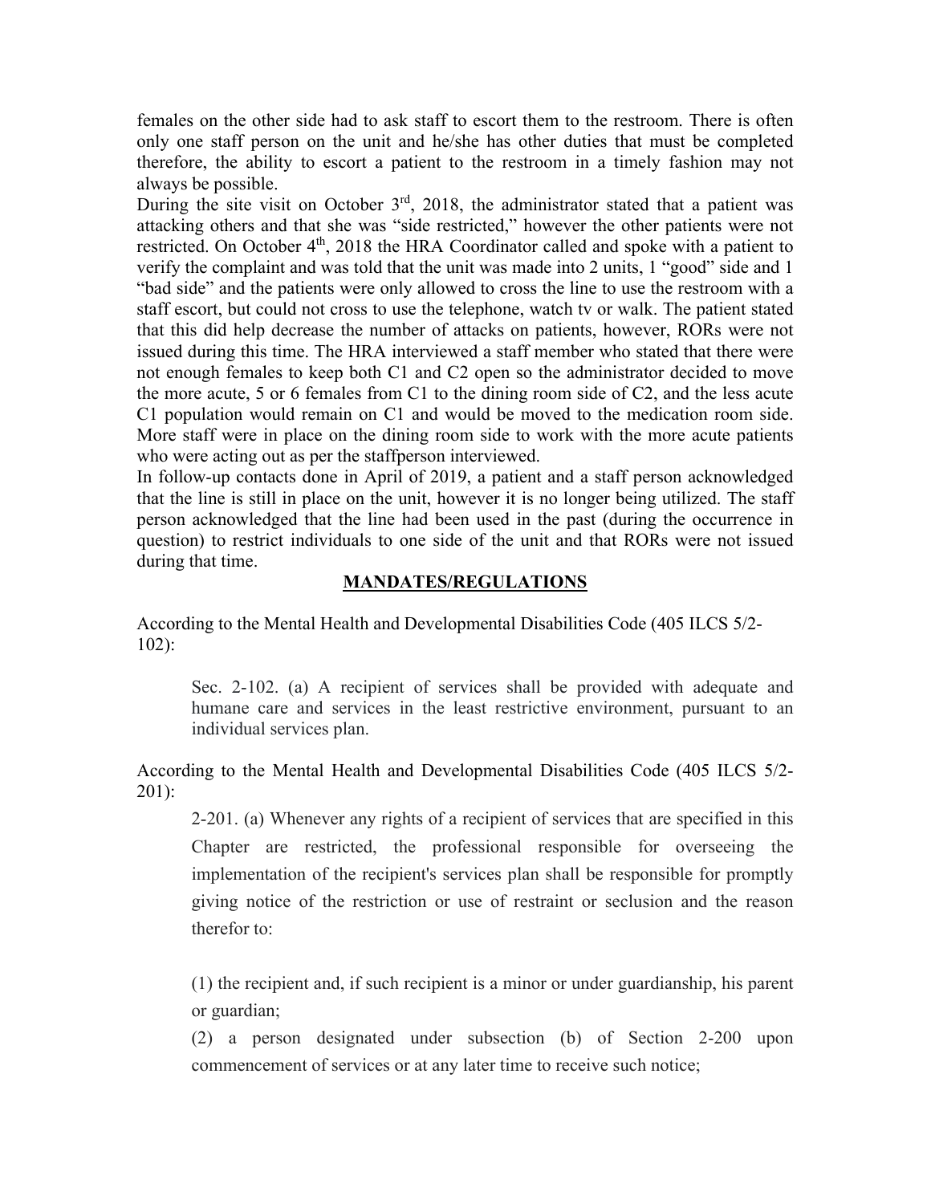females on the other side had to ask staff to escort them to the restroom. There is often only one staff person on the unit and he/she has other duties that must be completed therefore, the ability to escort a patient to the restroom in a timely fashion may not always be possible.

During the site visit on October 3rd, 2018, the administrator stated that a patient was attacking others and that she was "side restricted," however the other patients were not restricted. On October 4th, 2018 the HRA Coordinator called and spoke with a patient to verify the complaint and was told that the unit was made into 2 units, 1 "good" side and 1 "bad side" and the patients were only allowed to cross the line to use the restroom with a staff escort, but could not cross to use the telephone, watch tv or walk. The patient stated that this did help decrease the number of attacks on patients, however, RORs were not issued during this time. The HRA interviewed a staff member who stated that there were not enough females to keep both C1 and C2 open so the administrator decided to move the more acute, 5 or 6 females from C1 to the dining room side of C2, and the less acute C1 population would remain on C1 and would be moved to the medication room side. More staff were in place on the dining room side to work with the more acute patients who were acting out as per the staffperson interviewed.

In follow-up contacts done in April of 2019, a patient and a staff person acknowledged that the line is still in place on the unit, however it is no longer being utilized. The staff person acknowledged that the line had been used in the past (during the occurrence in question) to restrict individuals to one side of the unit and that RORs were not issued during that time.

## MANDATES/REGULATIONS

According to the Mental Health and Developmental Disabilities Code (405 ILCS 5/2-102):

> Sec. 2-102. (a) A recipient of services shall be provided with adequate and humane care and services in the least restrictive environment, pursuant to an individual services plan.

According to the Mental Health and Developmental Disabilities Code (405 ILCS 5/2-201):

> 2-201. (a) Whenever any rights of a recipient of services that are specified in this Chapter are restricted, the professional responsible for overseeing the implementation of the recipient's services plan shall be responsible for promptly giving notice of the restriction or use of restraint or seclusion and the reason therefor to:
>
> (1) the recipient and, if such recipient is a minor or under guardianship, his parent or guardian;
>
> (2) a person designated under subsection (b) of Section 2-200 upon commencement of services or at any later time to receive such notice;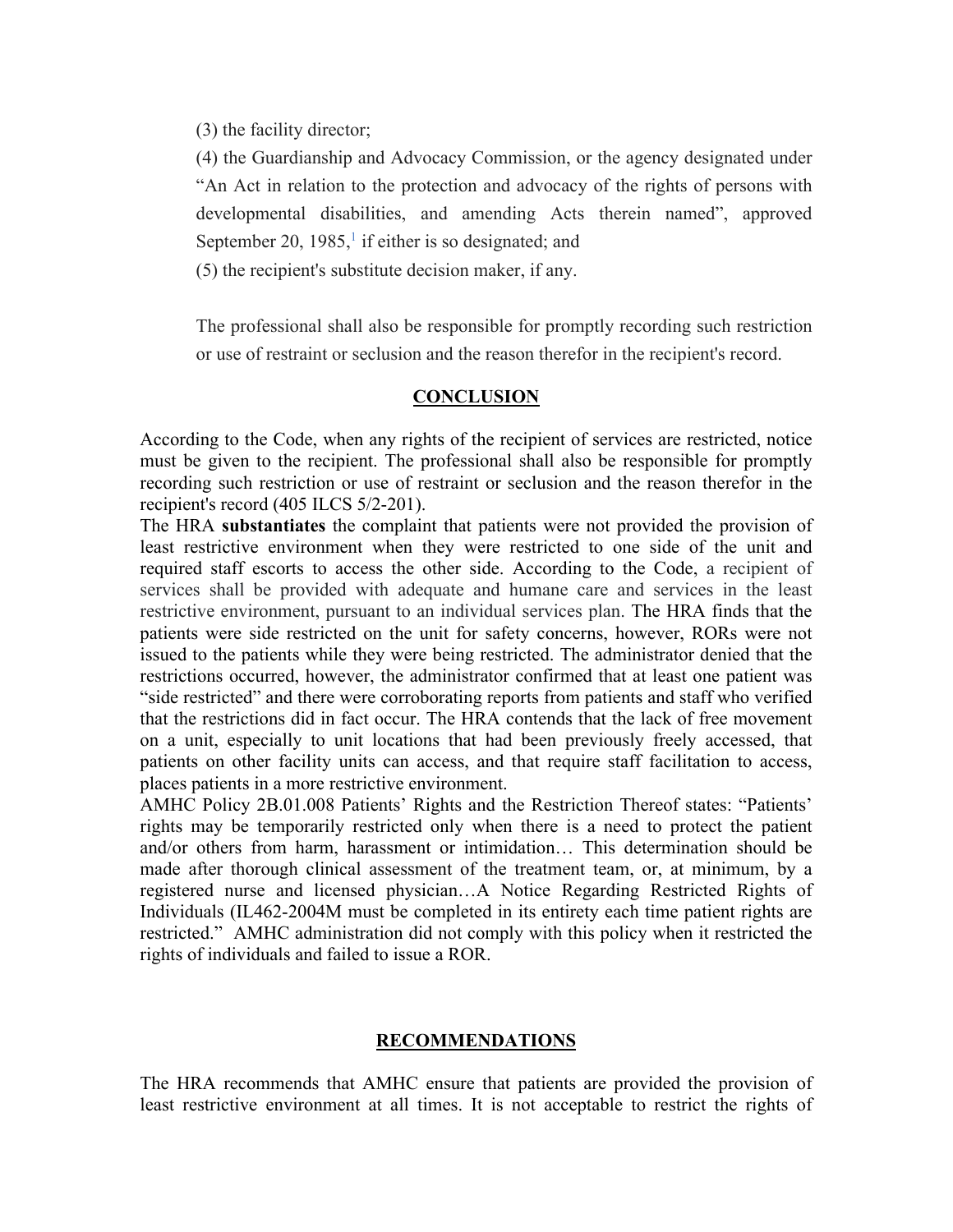(3) the facility director;

(4) the Guardianship and Advocacy Commission, or the agency designated under "An Act in relation to the protection and advocacy of the rights of persons with developmental disabilities, and amending Acts therein named", approved September 20, 1985,[1] if either is so designated; and

(5) the recipient's substitute decision maker, if any.

The professional shall also be responsible for promptly recording such restriction or use of restraint or seclusion and the reason therefor in the recipient's record.

## CONCLUSION

According to the Code, when any rights of the recipient of services are restricted, notice must be given to the recipient. The professional shall also be responsible for promptly recording such restriction or use of restraint or seclusion and the reason therefor in the recipient's record (405 ILCS 5/2-201).

The HRA **substantiates** the complaint that patients were not provided the provision of least restrictive environment when they were restricted to one side of the unit and required staff escorts to access the other side. According to the Code, a recipient of services shall be provided with adequate and humane care and services in the least restrictive environment, pursuant to an individual services plan. The HRA finds that the patients were side restricted on the unit for safety concerns, however, RORs were not issued to the patients while they were being restricted. The administrator denied that the restrictions occurred, however, the administrator confirmed that at least one patient was "side restricted" and there were corroborating reports from patients and staff who verified that the restrictions did in fact occur. The HRA contends that the lack of free movement on a unit, especially to unit locations that had been previously freely accessed, that patients on other facility units can access, and that require staff facilitation to access, places patients in a more restrictive environment.

AMHC Policy 2B.01.008 Patients' Rights and the Restriction Thereof states: "Patients' rights may be temporarily restricted only when there is a need to protect the patient and/or others from harm, harassment or intimidation… This determination should be made after thorough clinical assessment of the treatment team, or, at minimum, by a registered nurse and licensed physician…A Notice Regarding Restricted Rights of Individuals (IL462-2004M must be completed in its entirety each time patient rights are restricted." AMHC administration did not comply with this policy when it restricted the rights of individuals and failed to issue a ROR.

## RECOMMENDATIONS

The HRA recommends that AMHC ensure that patients are provided the provision of least restrictive environment at all times. It is not acceptable to restrict the rights of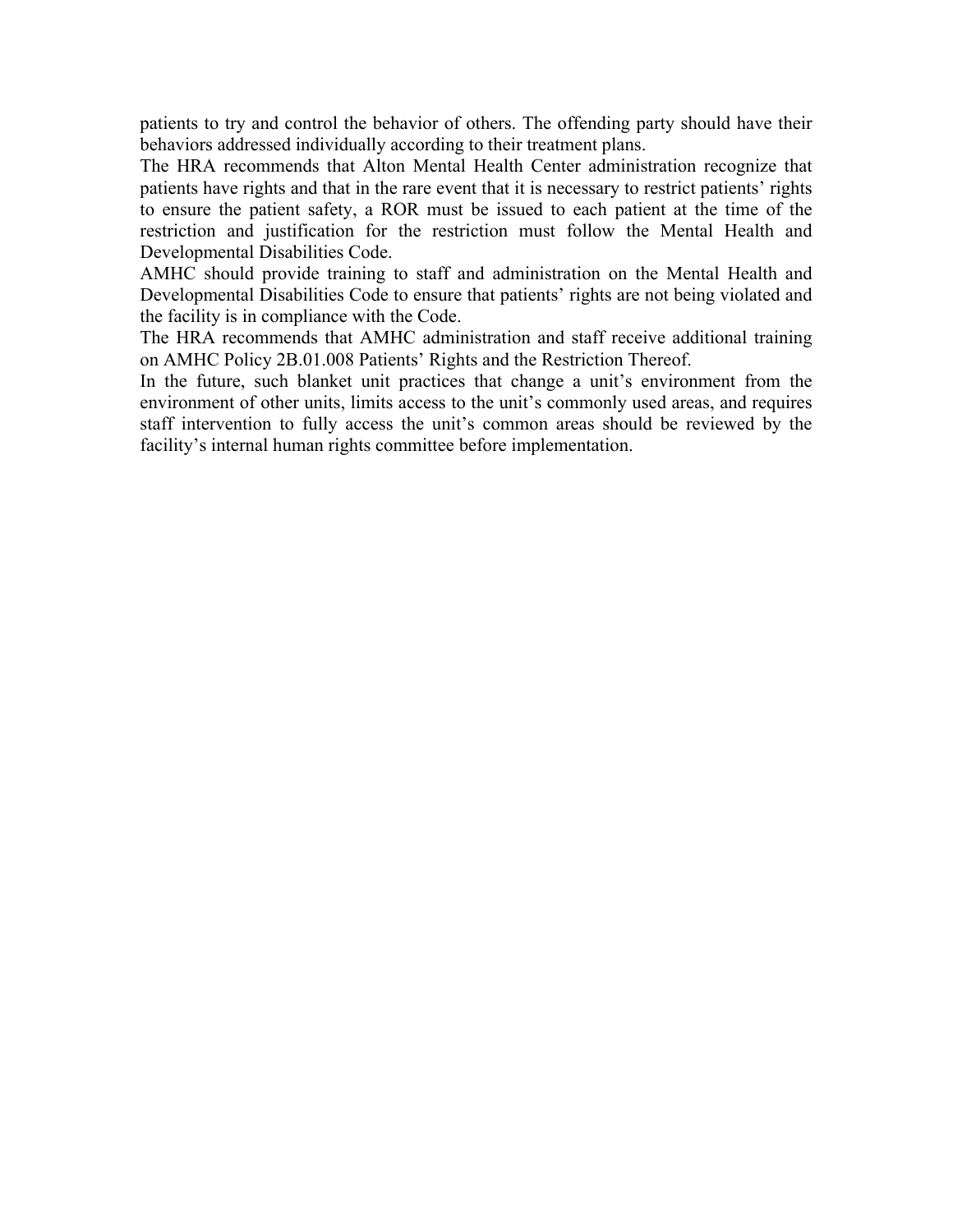patients to try and control the behavior of others. The offending party should have their behaviors addressed individually according to their treatment plans.

The HRA recommends that Alton Mental Health Center administration recognize that patients have rights and that in the rare event that it is necessary to restrict patients' rights to ensure the patient safety, a ROR must be issued to each patient at the time of the restriction and justification for the restriction must follow the Mental Health and Developmental Disabilities Code.

AMHC should provide training to staff and administration on the Mental Health and Developmental Disabilities Code to ensure that patients' rights are not being violated and the facility is in compliance with the Code.

The HRA recommends that AMHC administration and staff receive additional training on AMHC Policy 2B.01.008 Patients' Rights and the Restriction Thereof.

In the future, such blanket unit practices that change a unit's environment from the environment of other units, limits access to the unit's commonly used areas, and requires staff intervention to fully access the unit's common areas should be reviewed by the facility's internal human rights committee before implementation.